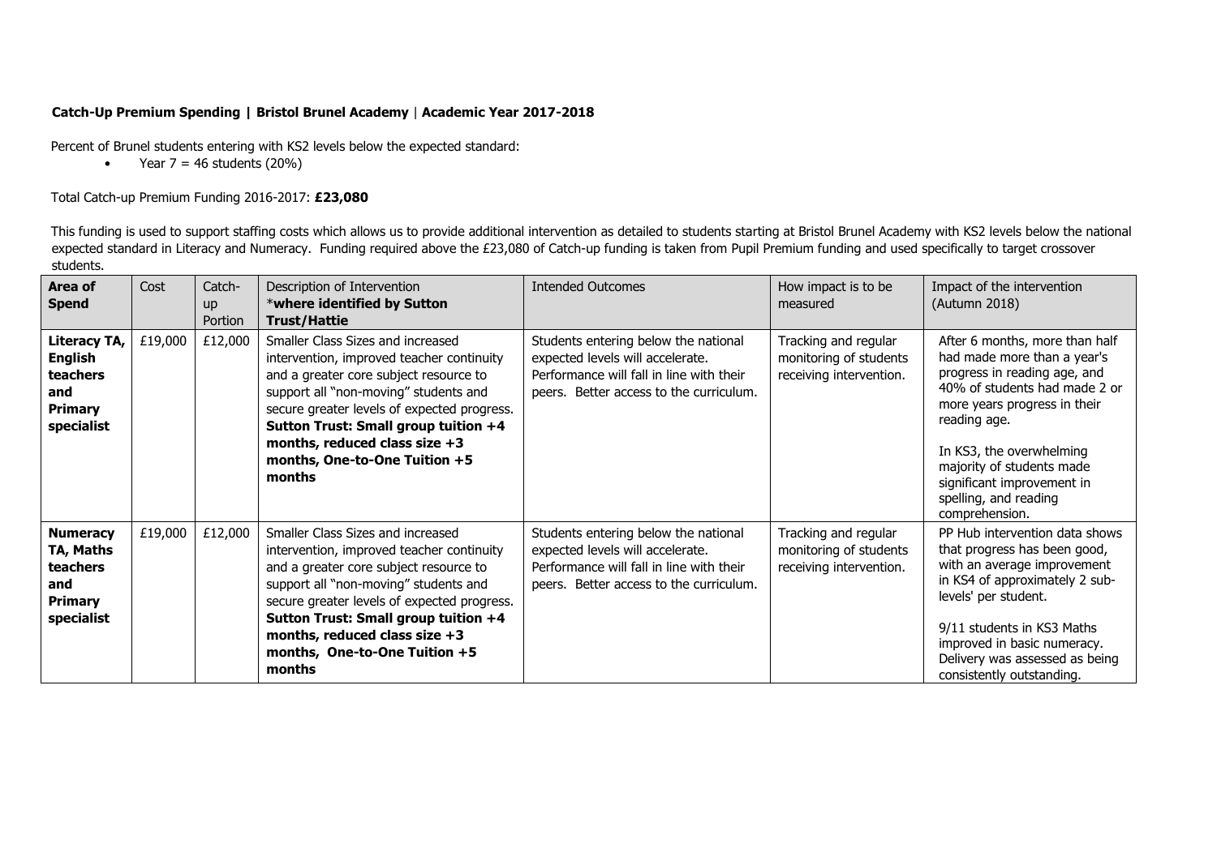**Catch-Up Premium Spending | Bristol Brunel Academy | Academic Year 2017-2018**

Percent of Brunel students entering with KS2 levels below the expected standard:

- Year 7 = 46 students (20%)

Total Catch-up Premium Funding 2016-2017: **£23,080**

This funding is used to support staffing costs which allows us to provide additional intervention as detailed to students starting at Bristol Brunel Academy with KS2 levels below the national expected standard in Literacy and Numeracy. Funding required above the £23,080 of Catch-up funding is taken from Pupil Premium funding and used specifically to target crossover students.

| **Area of Spend** | Cost | Catch-up Portion | Description of Intervention *__where identified by Sutton Trust/Hattie__ | Intended Outcomes | How impact is to be measured | Impact of the intervention (Autumn 2018) |
|---|---|---|---|---|---|---|
| **Literacy TA, English teachers and Primary specialist** | £19,000 | £12,000 | Smaller Class Sizes and increased intervention, improved teacher continuity and a greater core subject resource to support all "non-moving" students and secure greater levels of expected progress. **Sutton Trust: Small group tuition +4 months, reduced class size +3 months, One-to-One Tuition +5 months** | Students entering below the national expected levels will accelerate. Performance will fall in line with their peers. Better access to the curriculum. | Tracking and regular monitoring of students receiving intervention. | After 6 months, more than half had made more than a year's progress in reading age, and 40% of students had made 2 or more years progress in their reading age.<br><br>In KS3, the overwhelming majority of students made significant improvement in spelling, and reading comprehension. |
| **Numeracy TA, Maths teachers and Primary specialist** | £19,000 | £12,000 | Smaller Class Sizes and increased intervention, improved teacher continuity and a greater core subject resource to support all "non-moving" students and secure greater levels of expected progress. **Sutton Trust: Small group tuition +4 months, reduced class size +3 months, One-to-One Tuition +5 months** | Students entering below the national expected levels will accelerate. Performance will fall in line with their peers. Better access to the curriculum. | Tracking and regular monitoring of students receiving intervention. | PP Hub intervention data shows that progress has been good, with an average improvement in KS4 of approximately 2 sub-levels' per student.<br><br>9/11 students in KS3 Maths improved in basic numeracy. Delivery was assessed as being consistently outstanding. |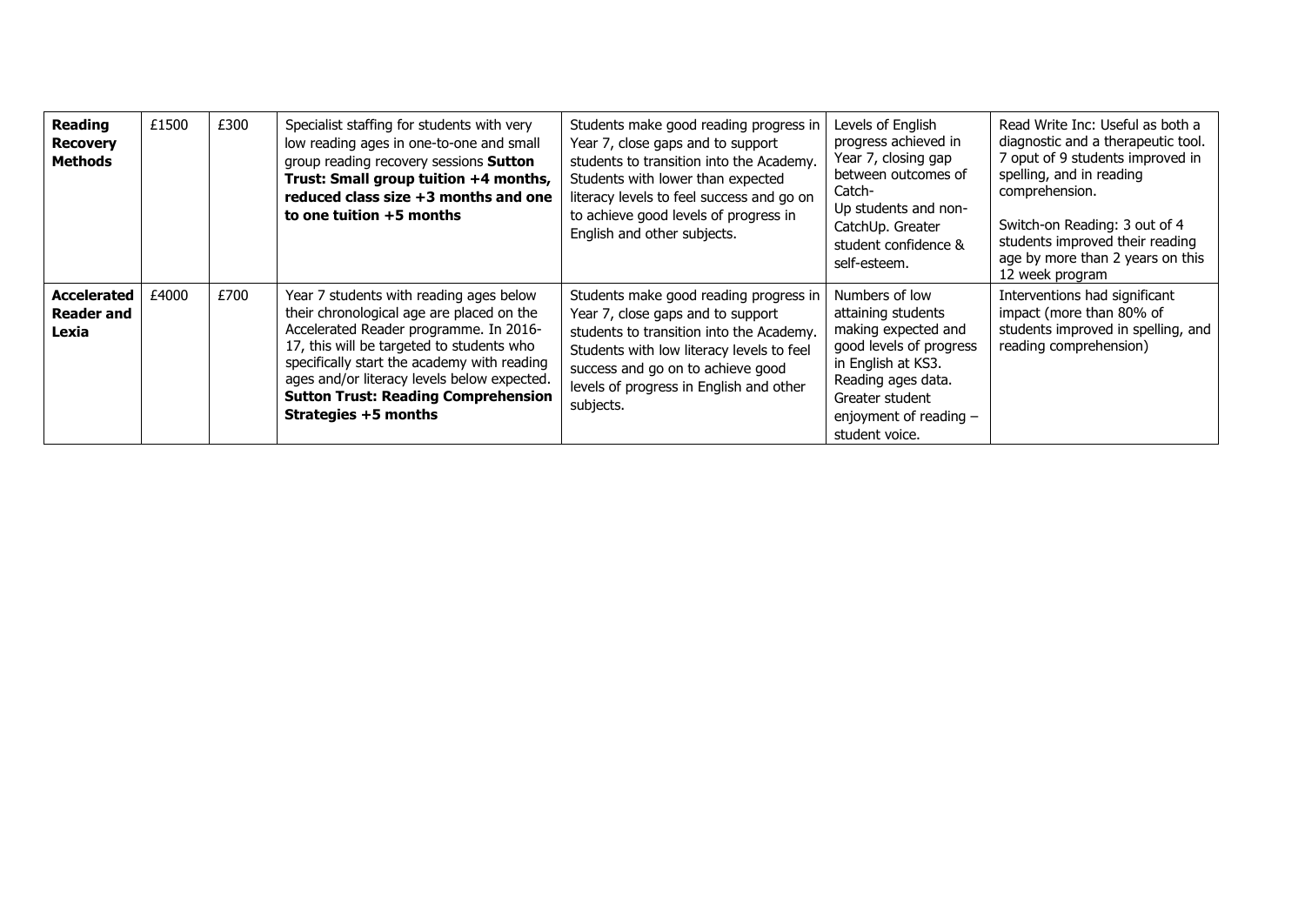| | | | | | | |
|---|---|---|---|---|---|---|
| **Reading Recovery Methods** | £1500 | £300 | Specialist staffing for students with very low reading ages in one-to-one and small group reading recovery sessions **Sutton Trust: Small group tuition +4 months, reduced class size +3 months and one to one tuition +5 months** | Students make good reading progress in Year 7, close gaps and to support students to transition into the Academy. Students with lower than expected literacy levels to feel success and go on to achieve good levels of progress in English and other subjects. | Levels of English progress achieved in Year 7, closing gap between outcomes of Catch-Up students and non-CatchUp. Greater student confidence & self-esteem. | Read Write Inc: Useful as both a diagnostic and a therapeutic tool. 7 oput of 9 students improved in spelling, and in reading comprehension.<br><br>Switch-on Reading: 3 out of 4 students improved their reading age by more than 2 years on this 12 week program |
| **Accelerated Reader and Lexia** | £4000 | £700 | Year 7 students with reading ages below their chronological age are placed on the Accelerated Reader programme. In 2016-17, this will be targeted to students who specifically start the academy with reading ages and/or literacy levels below expected. **Sutton Trust: Reading Comprehension Strategies +5 months** | Students make good reading progress in Year 7, close gaps and to support students to transition into the Academy. Students with low literacy levels to feel success and go on to achieve good levels of progress in English and other subjects. | Numbers of low attaining students making expected and good levels of progress in English at KS3. Reading ages data. Greater student enjoyment of reading – student voice. | Interventions had significant impact (more than 80% of students improved in spelling, and reading comprehension) |